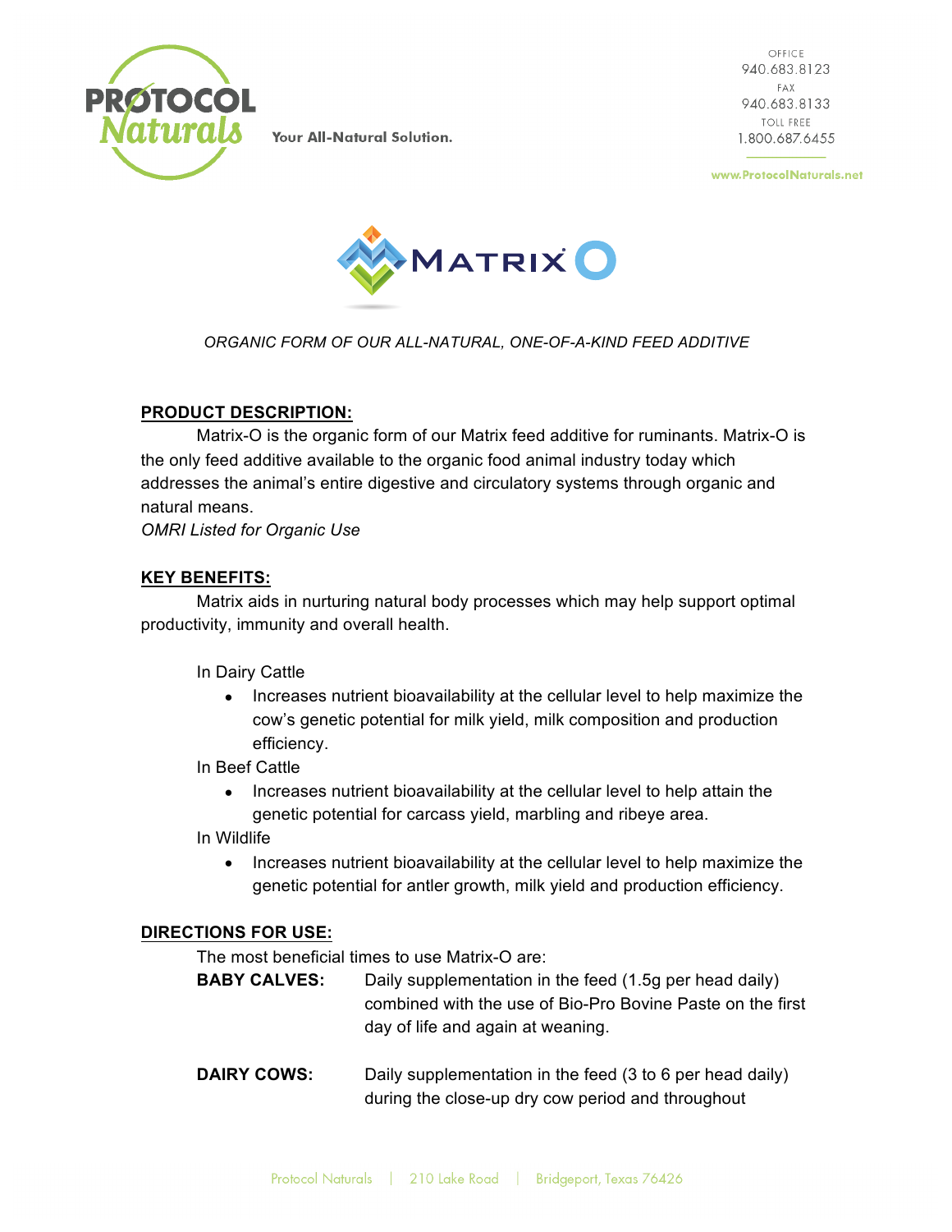# PROTOCOL Naturals

Your All-Natural Solution.

OFFICE
940.683.8123
FAX
940.683.8133
TOLL FREE
1.800.687.6455

www.ProtocolNaturals.net

## MATRIX O

*ORGANIC FORM OF OUR ALL-NATURAL, ONE-OF-A-KIND FEED ADDITIVE*

**PRODUCT DESCRIPTION:**

Matrix-O is the organic form of our Matrix feed additive for ruminants. Matrix-O is the only feed additive available to the organic food animal industry today which addresses the animal's entire digestive and circulatory systems through organic and natural means.

*OMRI Listed for Organic Use*

**KEY BENEFITS:**

Matrix aids in nurturing natural body processes which may help support optimal productivity, immunity and overall health.

In Dairy Cattle

- Increases nutrient bioavailability at the cellular level to help maximize the cow's genetic potential for milk yield, milk composition and production efficiency.

In Beef Cattle

- Increases nutrient bioavailability at the cellular level to help attain the genetic potential for carcass yield, marbling and ribeye area.

In Wildlife

- Increases nutrient bioavailability at the cellular level to help maximize the genetic potential for antler growth, milk yield and production efficiency.

**DIRECTIONS FOR USE:**

The most beneficial times to use Matrix-O are:

**BABY CALVES:** Daily supplementation in the feed (1.5g per head daily) combined with the use of Bio-Pro Bovine Paste on the first day of life and again at weaning.

**DAIRY COWS:** Daily supplementation in the feed (3 to 6 per head daily) during the close-up dry cow period and throughout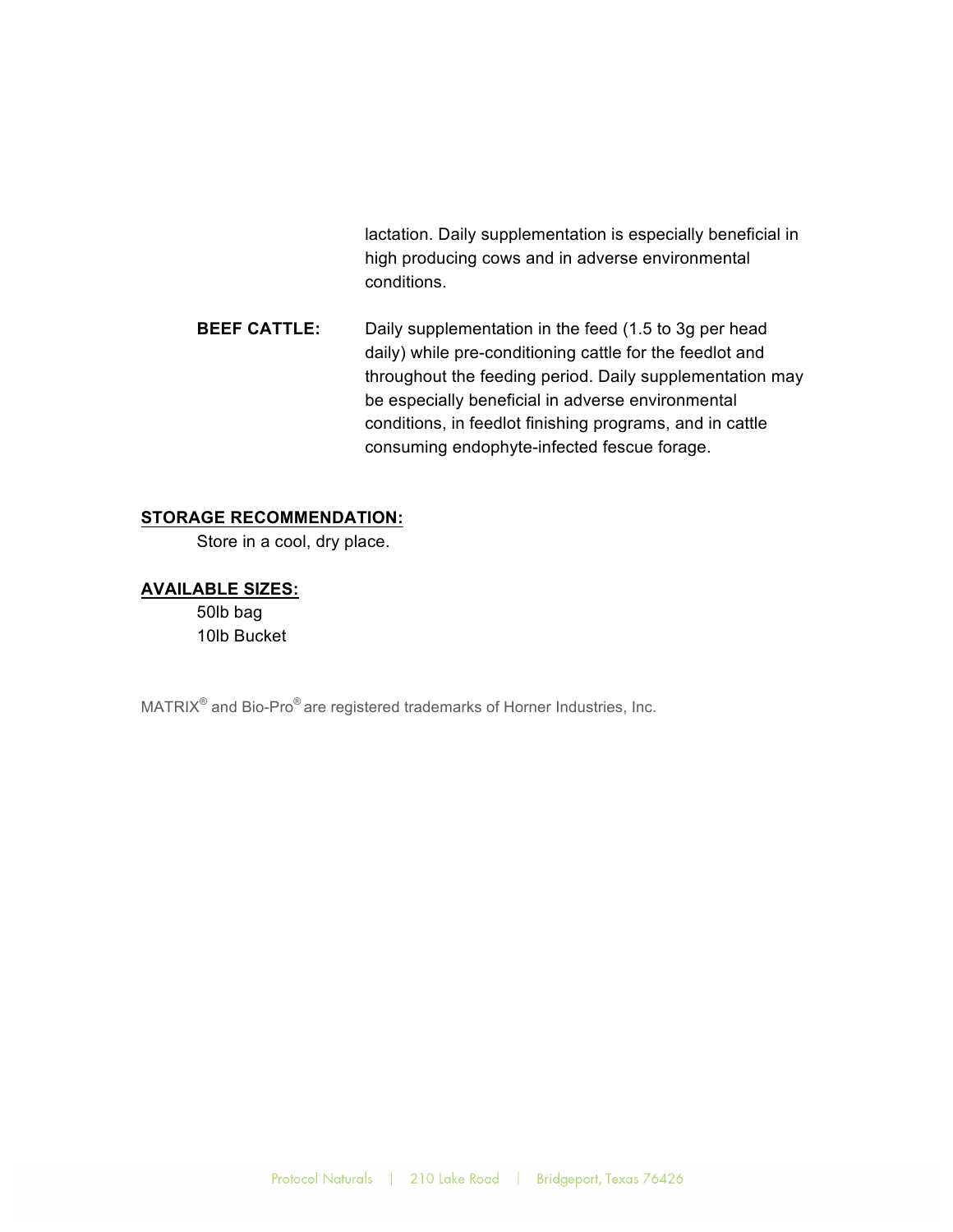lactation. Daily supplementation is especially beneficial in high producing cows and in adverse environmental conditions.

**BEEF CATTLE:** Daily supplementation in the feed (1.5 to 3g per head daily) while pre-conditioning cattle for the feedlot and throughout the feeding period. Daily supplementation may be especially beneficial in adverse environmental conditions, in feedlot finishing programs, and in cattle consuming endophyte-infected fescue forage.

**STORAGE RECOMMENDATION:**

Store in a cool, dry place.

**AVAILABLE SIZES:**

50lb bag
10lb Bucket

MATRIX® and Bio-Pro® are registered trademarks of Horner Industries, Inc.

Protocol Naturals | 210 Lake Road | Bridgeport, Texas 76426